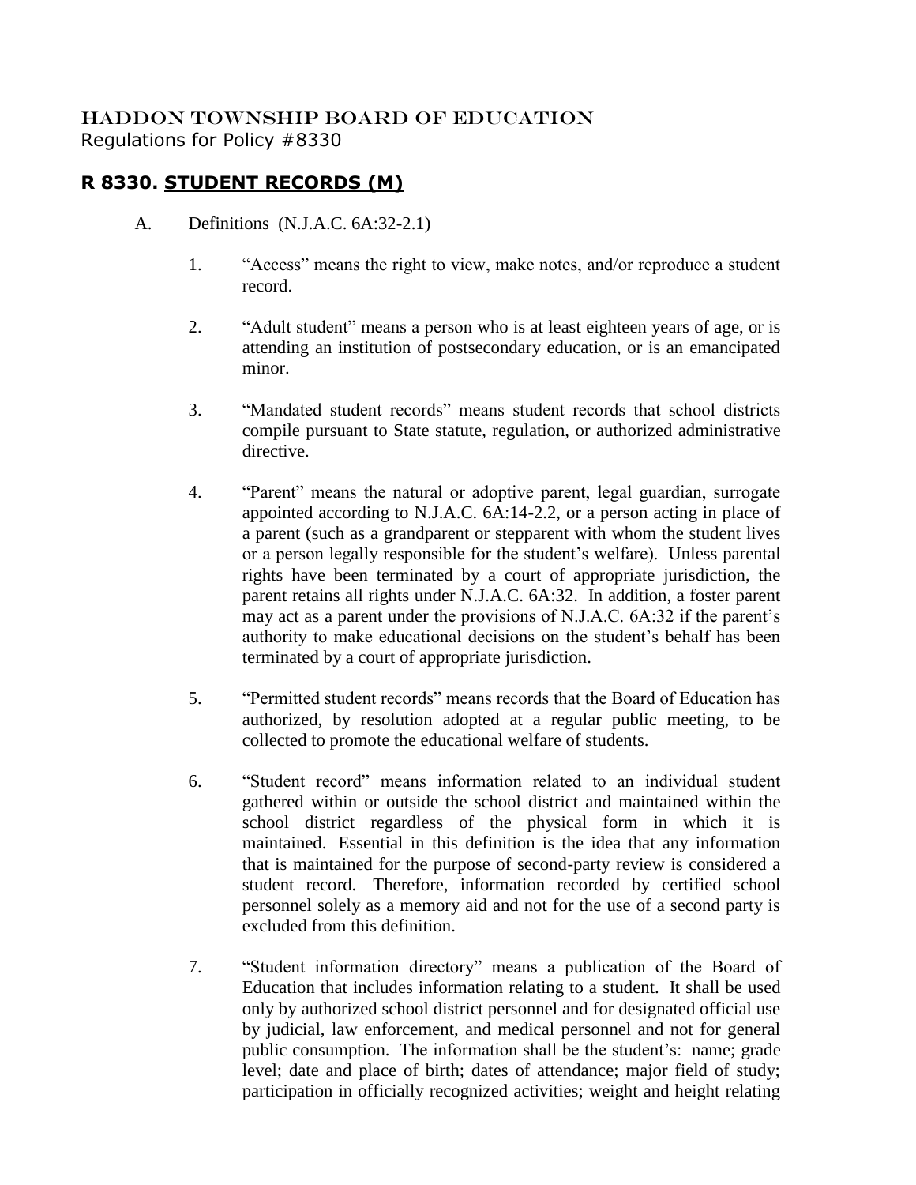HADDON TOWNSHIP BOARD OF EDUCATION
Regulations for Policy #8330

# R 8330. STUDENT RECORDS (M)

A. Definitions (N.J.A.C. 6A:32-2.1)

1. "Access" means the right to view, make notes, and/or reproduce a student record.

2. "Adult student" means a person who is at least eighteen years of age, or is attending an institution of postsecondary education, or is an emancipated minor.

3. "Mandated student records" means student records that school districts compile pursuant to State statute, regulation, or authorized administrative directive.

4. "Parent" means the natural or adoptive parent, legal guardian, surrogate appointed according to N.J.A.C. 6A:14-2.2, or a person acting in place of a parent (such as a grandparent or stepparent with whom the student lives or a person legally responsible for the student's welfare). Unless parental rights have been terminated by a court of appropriate jurisdiction, the parent retains all rights under N.J.A.C. 6A:32. In addition, a foster parent may act as a parent under the provisions of N.J.A.C. 6A:32 if the parent's authority to make educational decisions on the student's behalf has been terminated by a court of appropriate jurisdiction.

5. "Permitted student records" means records that the Board of Education has authorized, by resolution adopted at a regular public meeting, to be collected to promote the educational welfare of students.

6. "Student record" means information related to an individual student gathered within or outside the school district and maintained within the school district regardless of the physical form in which it is maintained. Essential in this definition is the idea that any information that is maintained for the purpose of second-party review is considered a student record. Therefore, information recorded by certified school personnel solely as a memory aid and not for the use of a second party is excluded from this definition.

7. "Student information directory" means a publication of the Board of Education that includes information relating to a student. It shall be used only by authorized school district personnel and for designated official use by judicial, law enforcement, and medical personnel and not for general public consumption. The information shall be the student's: name; grade level; date and place of birth; dates of attendance; major field of study; participation in officially recognized activities; weight and height relating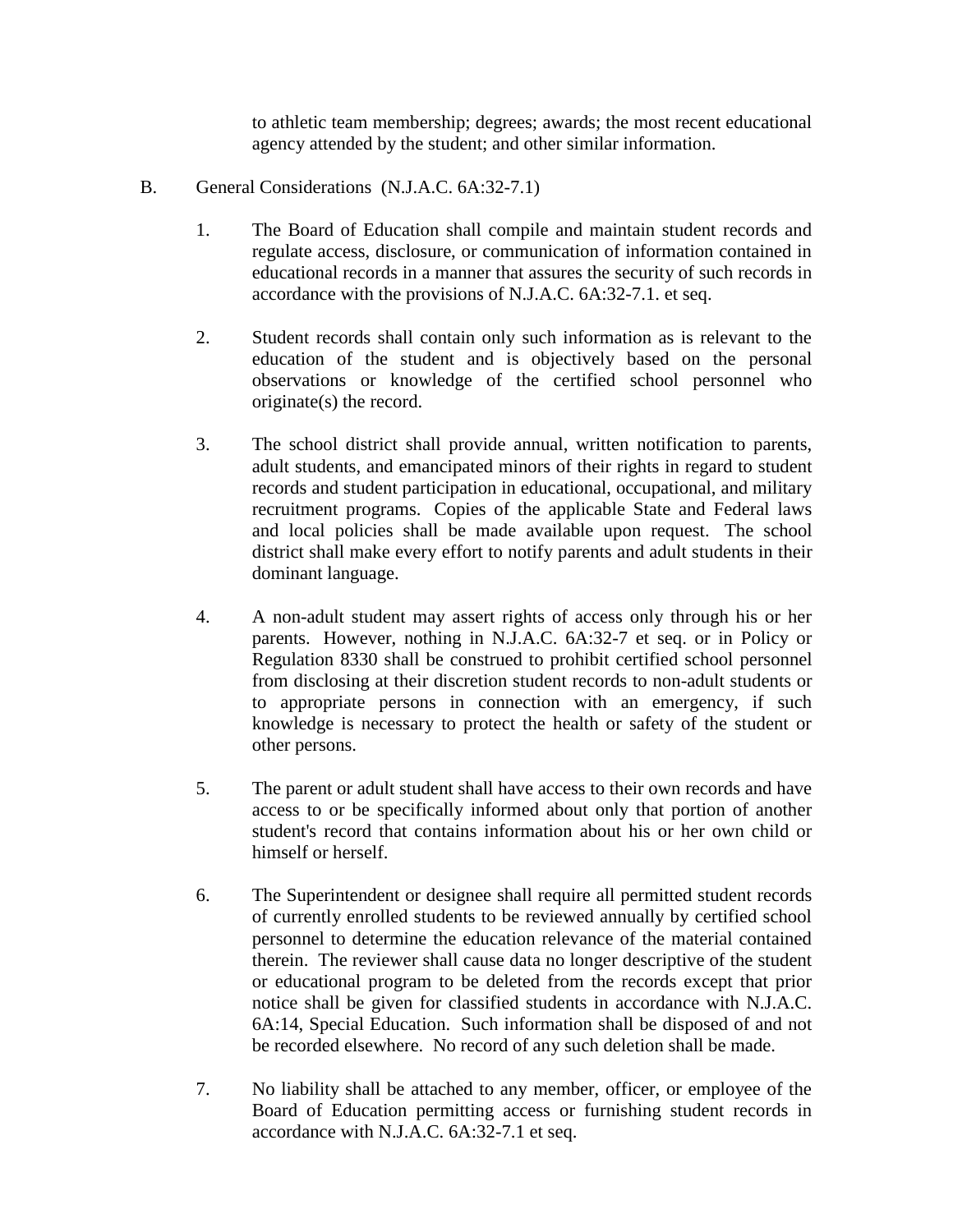to athletic team membership; degrees; awards; the most recent educational agency attended by the student; and other similar information.

B. General Considerations (N.J.A.C. 6A:32-7.1)

1. The Board of Education shall compile and maintain student records and regulate access, disclosure, or communication of information contained in educational records in a manner that assures the security of such records in accordance with the provisions of N.J.A.C. 6A:32-7.1. et seq.

2. Student records shall contain only such information as is relevant to the education of the student and is objectively based on the personal observations or knowledge of the certified school personnel who originate(s) the record.

3. The school district shall provide annual, written notification to parents, adult students, and emancipated minors of their rights in regard to student records and student participation in educational, occupational, and military recruitment programs. Copies of the applicable State and Federal laws and local policies shall be made available upon request. The school district shall make every effort to notify parents and adult students in their dominant language.

4. A non-adult student may assert rights of access only through his or her parents. However, nothing in N.J.A.C. 6A:32-7 et seq. or in Policy or Regulation 8330 shall be construed to prohibit certified school personnel from disclosing at their discretion student records to non-adult students or to appropriate persons in connection with an emergency, if such knowledge is necessary to protect the health or safety of the student or other persons.

5. The parent or adult student shall have access to their own records and have access to or be specifically informed about only that portion of another student's record that contains information about his or her own child or himself or herself.

6. The Superintendent or designee shall require all permitted student records of currently enrolled students to be reviewed annually by certified school personnel to determine the education relevance of the material contained therein. The reviewer shall cause data no longer descriptive of the student or educational program to be deleted from the records except that prior notice shall be given for classified students in accordance with N.J.A.C. 6A:14, Special Education. Such information shall be disposed of and not be recorded elsewhere. No record of any such deletion shall be made.

7. No liability shall be attached to any member, officer, or employee of the Board of Education permitting access or furnishing student records in accordance with N.J.A.C. 6A:32-7.1 et seq.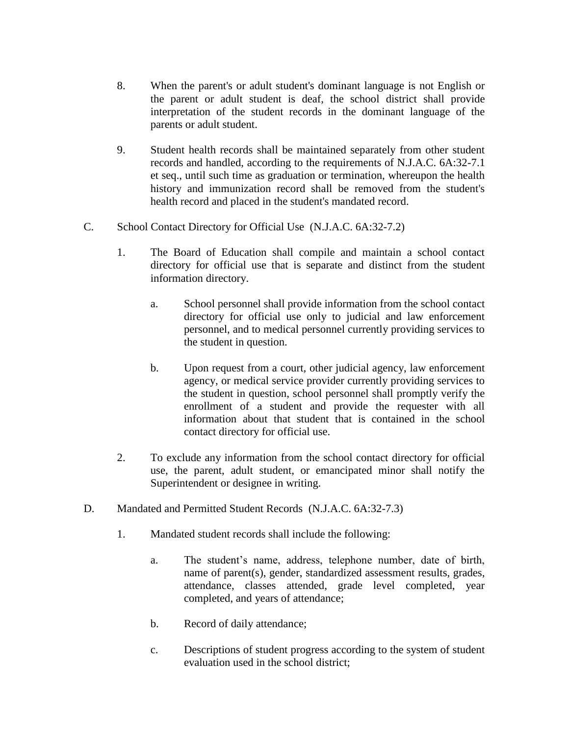8. When the parent's or adult student's dominant language is not English or the parent or adult student is deaf, the school district shall provide interpretation of the student records in the dominant language of the parents or adult student.

9. Student health records shall be maintained separately from other student records and handled, according to the requirements of N.J.A.C. 6A:32-7.1 et seq., until such time as graduation or termination, whereupon the health history and immunization record shall be removed from the student's health record and placed in the student's mandated record.

C. School Contact Directory for Official Use (N.J.A.C. 6A:32-7.2)

1. The Board of Education shall compile and maintain a school contact directory for official use that is separate and distinct from the student information directory.

   a. School personnel shall provide information from the school contact directory for official use only to judicial and law enforcement personnel, and to medical personnel currently providing services to the student in question.

   b. Upon request from a court, other judicial agency, law enforcement agency, or medical service provider currently providing services to the student in question, school personnel shall promptly verify the enrollment of a student and provide the requester with all information about that student that is contained in the school contact directory for official use.

2. To exclude any information from the school contact directory for official use, the parent, adult student, or emancipated minor shall notify the Superintendent or designee in writing.

D. Mandated and Permitted Student Records (N.J.A.C. 6A:32-7.3)

1. Mandated student records shall include the following:

   a. The student's name, address, telephone number, date of birth, name of parent(s), gender, standardized assessment results, grades, attendance, classes attended, grade level completed, year completed, and years of attendance;

   b. Record of daily attendance;

   c. Descriptions of student progress according to the system of student evaluation used in the school district;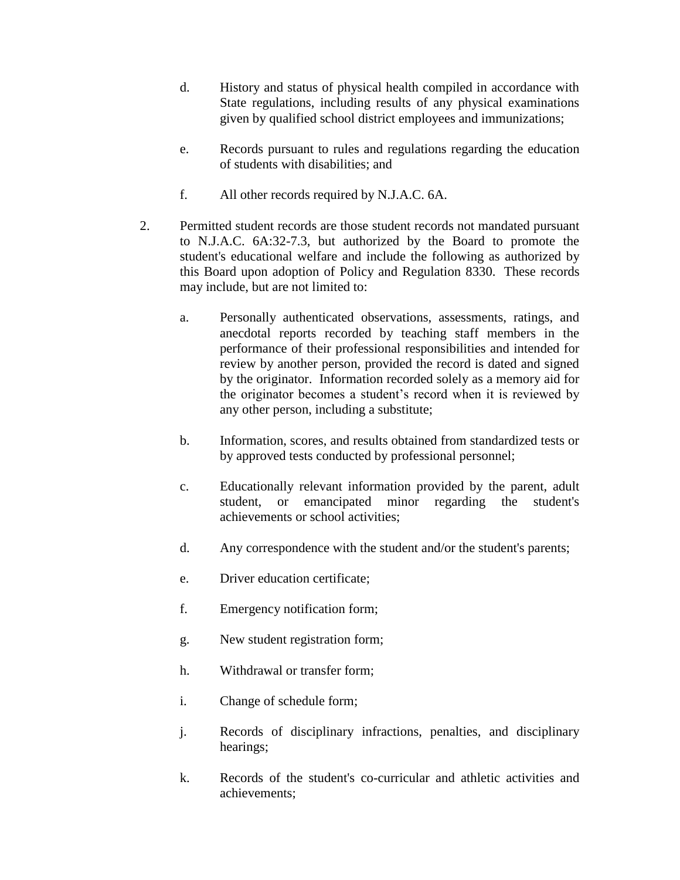d. History and status of physical health compiled in accordance with State regulations, including results of any physical examinations given by qualified school district employees and immunizations;

e. Records pursuant to rules and regulations regarding the education of students with disabilities; and

f. All other records required by N.J.A.C. 6A.

2. Permitted student records are those student records not mandated pursuant to N.J.A.C. 6A:32-7.3, but authorized by the Board to promote the student's educational welfare and include the following as authorized by this Board upon adoption of Policy and Regulation 8330. These records may include, but are not limited to:

   a. Personally authenticated observations, assessments, ratings, and anecdotal reports recorded by teaching staff members in the performance of their professional responsibilities and intended for review by another person, provided the record is dated and signed by the originator. Information recorded solely as a memory aid for the originator becomes a student's record when it is reviewed by any other person, including a substitute;

   b. Information, scores, and results obtained from standardized tests or by approved tests conducted by professional personnel;

   c. Educationally relevant information provided by the parent, adult student, or emancipated minor regarding the student's achievements or school activities;

   d. Any correspondence with the student and/or the student's parents;

   e. Driver education certificate;

   f. Emergency notification form;

   g. New student registration form;

   h. Withdrawal or transfer form;

   i. Change of schedule form;

   j. Records of disciplinary infractions, penalties, and disciplinary hearings;

   k. Records of the student's co-curricular and athletic activities and achievements;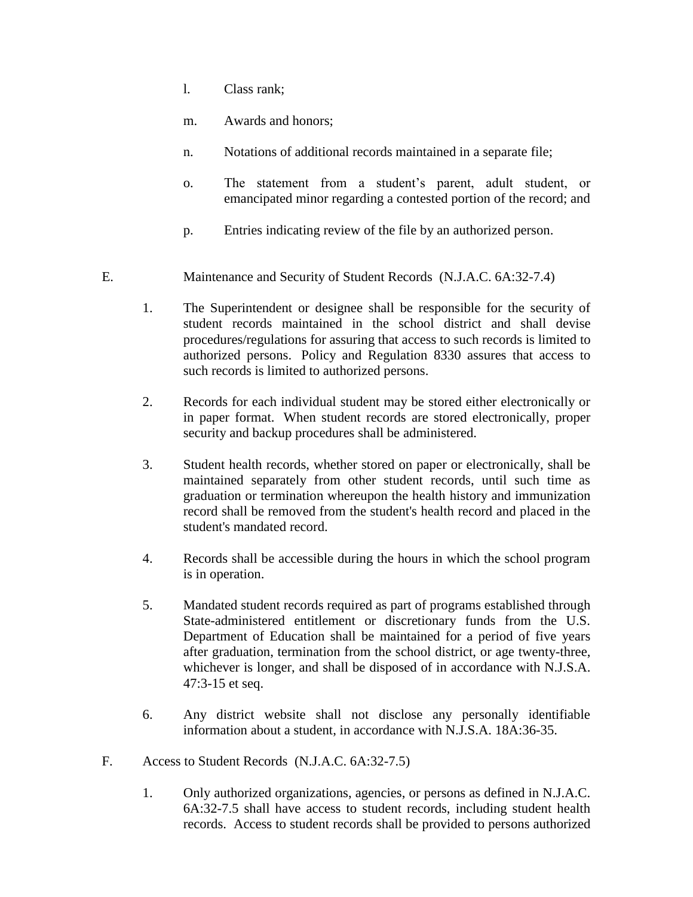l. Class rank;

m. Awards and honors;

n. Notations of additional records maintained in a separate file;

o. The statement from a student's parent, adult student, or emancipated minor regarding a contested portion of the record; and

p. Entries indicating review of the file by an authorized person.

E. Maintenance and Security of Student Records (N.J.A.C. 6A:32-7.4)

1. The Superintendent or designee shall be responsible for the security of student records maintained in the school district and shall devise procedures/regulations for assuring that access to such records is limited to authorized persons. Policy and Regulation 8330 assures that access to such records is limited to authorized persons.

2. Records for each individual student may be stored either electronically or in paper format. When student records are stored electronically, proper security and backup procedures shall be administered.

3. Student health records, whether stored on paper or electronically, shall be maintained separately from other student records, until such time as graduation or termination whereupon the health history and immunization record shall be removed from the student's health record and placed in the student's mandated record.

4. Records shall be accessible during the hours in which the school program is in operation.

5. Mandated student records required as part of programs established through State-administered entitlement or discretionary funds from the U.S. Department of Education shall be maintained for a period of five years after graduation, termination from the school district, or age twenty-three, whichever is longer, and shall be disposed of in accordance with N.J.S.A. 47:3-15 et seq.

6. Any district website shall not disclose any personally identifiable information about a student, in accordance with N.J.S.A. 18A:36-35.

F. Access to Student Records (N.J.A.C. 6A:32-7.5)

1. Only authorized organizations, agencies, or persons as defined in N.J.A.C. 6A:32-7.5 shall have access to student records, including student health records. Access to student records shall be provided to persons authorized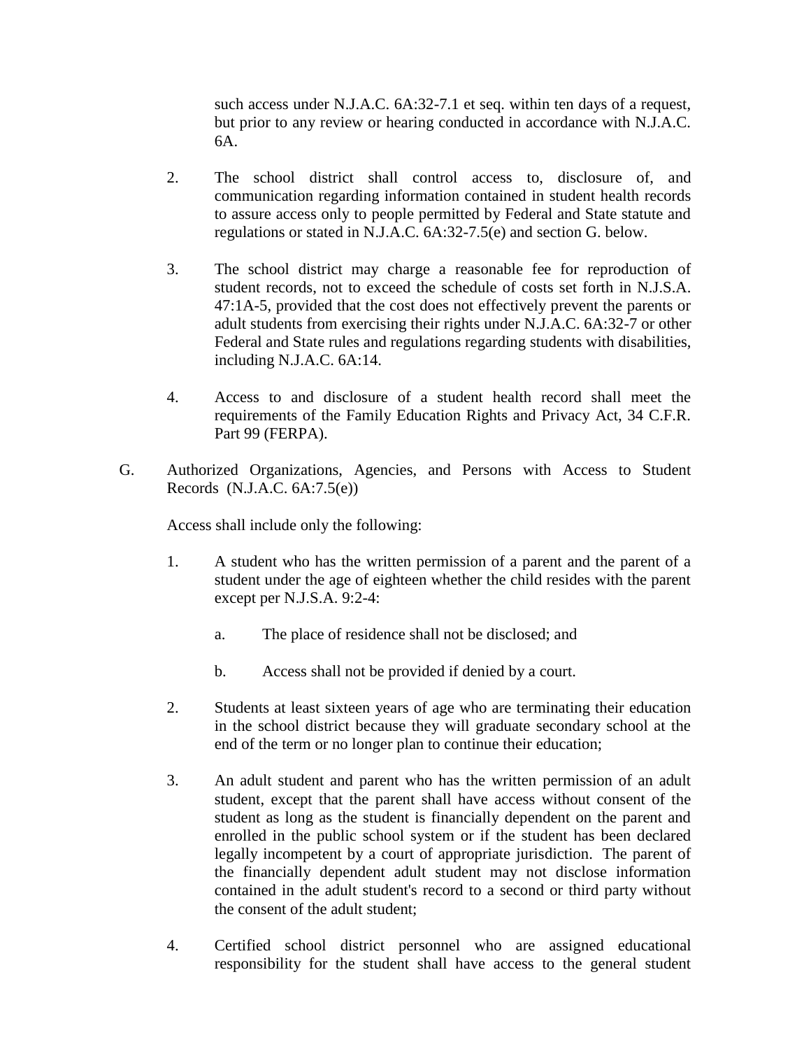such access under N.J.A.C. 6A:32-7.1 et seq. within ten days of a request, but prior to any review or hearing conducted in accordance with N.J.A.C. 6A.

2. The school district shall control access to, disclosure of, and communication regarding information contained in student health records to assure access only to people permitted by Federal and State statute and regulations or stated in N.J.A.C. 6A:32-7.5(e) and section G. below.

3. The school district may charge a reasonable fee for reproduction of student records, not to exceed the schedule of costs set forth in N.J.S.A. 47:1A-5, provided that the cost does not effectively prevent the parents or adult students from exercising their rights under N.J.A.C. 6A:32-7 or other Federal and State rules and regulations regarding students with disabilities, including N.J.A.C. 6A:14.

4. Access to and disclosure of a student health record shall meet the requirements of the Family Education Rights and Privacy Act, 34 C.F.R. Part 99 (FERPA).

G. Authorized Organizations, Agencies, and Persons with Access to Student Records (N.J.A.C. 6A:7.5(e))

Access shall include only the following:

1. A student who has the written permission of a parent and the parent of a student under the age of eighteen whether the child resides with the parent except per N.J.S.A. 9:2-4:

   a. The place of residence shall not be disclosed; and

   b. Access shall not be provided if denied by a court.

2. Students at least sixteen years of age who are terminating their education in the school district because they will graduate secondary school at the end of the term or no longer plan to continue their education;

3. An adult student and parent who has the written permission of an adult student, except that the parent shall have access without consent of the student as long as the student is financially dependent on the parent and enrolled in the public school system or if the student has been declared legally incompetent by a court of appropriate jurisdiction. The parent of the financially dependent adult student may not disclose information contained in the adult student's record to a second or third party without the consent of the adult student;

4. Certified school district personnel who are assigned educational responsibility for the student shall have access to the general student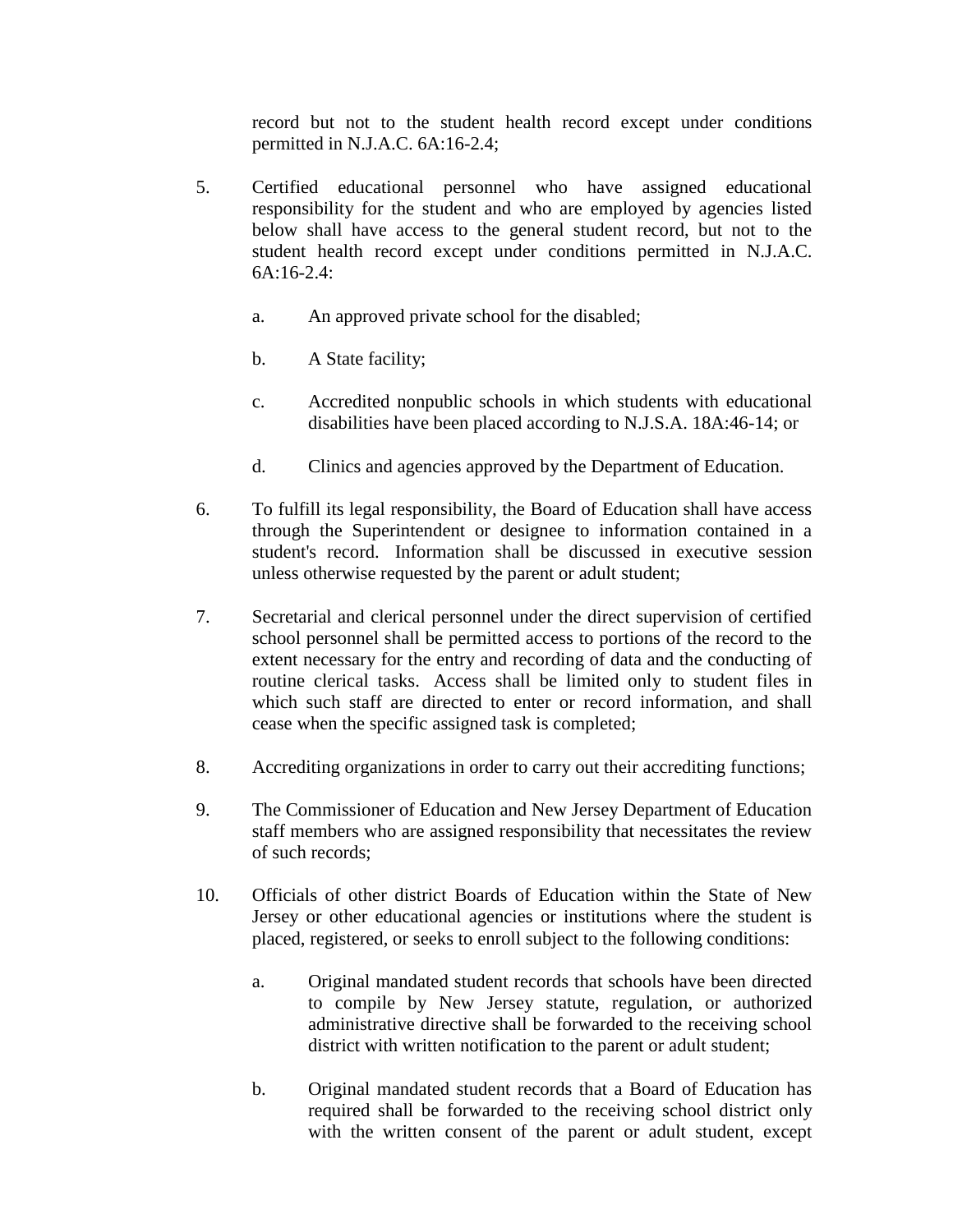record but not to the student health record except under conditions permitted in N.J.A.C. 6A:16-2.4;

5. Certified educational personnel who have assigned educational responsibility for the student and who are employed by agencies listed below shall have access to the general student record, but not to the student health record except under conditions permitted in N.J.A.C. 6A:16-2.4:

   a. An approved private school for the disabled;

   b. A State facility;

   c. Accredited nonpublic schools in which students with educational disabilities have been placed according to N.J.S.A. 18A:46-14; or

   d. Clinics and agencies approved by the Department of Education.

6. To fulfill its legal responsibility, the Board of Education shall have access through the Superintendent or designee to information contained in a student's record. Information shall be discussed in executive session unless otherwise requested by the parent or adult student;

7. Secretarial and clerical personnel under the direct supervision of certified school personnel shall be permitted access to portions of the record to the extent necessary for the entry and recording of data and the conducting of routine clerical tasks. Access shall be limited only to student files in which such staff are directed to enter or record information, and shall cease when the specific assigned task is completed;

8. Accrediting organizations in order to carry out their accrediting functions;

9. The Commissioner of Education and New Jersey Department of Education staff members who are assigned responsibility that necessitates the review of such records;

10. Officials of other district Boards of Education within the State of New Jersey or other educational agencies or institutions where the student is placed, registered, or seeks to enroll subject to the following conditions:

    a. Original mandated student records that schools have been directed to compile by New Jersey statute, regulation, or authorized administrative directive shall be forwarded to the receiving school district with written notification to the parent or adult student;

    b. Original mandated student records that a Board of Education has required shall be forwarded to the receiving school district only with the written consent of the parent or adult student, except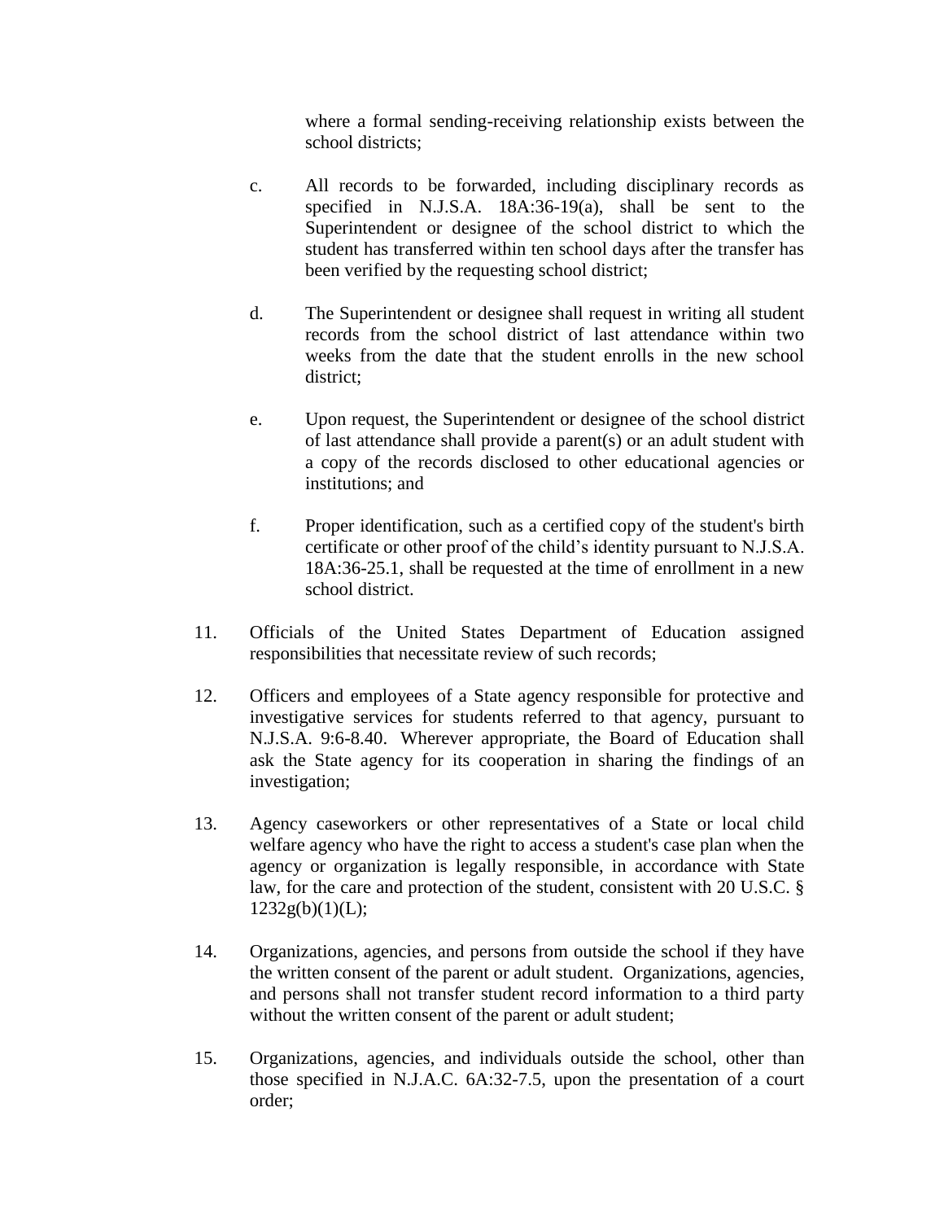where a formal sending-receiving relationship exists between the school districts;

c. All records to be forwarded, including disciplinary records as specified in N.J.S.A. 18A:36-19(a), shall be sent to the Superintendent or designee of the school district to which the student has transferred within ten school days after the transfer has been verified by the requesting school district;

d. The Superintendent or designee shall request in writing all student records from the school district of last attendance within two weeks from the date that the student enrolls in the new school district;

e. Upon request, the Superintendent or designee of the school district of last attendance shall provide a parent(s) or an adult student with a copy of the records disclosed to other educational agencies or institutions; and

f. Proper identification, such as a certified copy of the student's birth certificate or other proof of the child's identity pursuant to N.J.S.A. 18A:36-25.1, shall be requested at the time of enrollment in a new school district.

11. Officials of the United States Department of Education assigned responsibilities that necessitate review of such records;

12. Officers and employees of a State agency responsible for protective and investigative services for students referred to that agency, pursuant to N.J.S.A. 9:6-8.40. Wherever appropriate, the Board of Education shall ask the State agency for its cooperation in sharing the findings of an investigation;

13. Agency caseworkers or other representatives of a State or local child welfare agency who have the right to access a student's case plan when the agency or organization is legally responsible, in accordance with State law, for the care and protection of the student, consistent with 20 U.S.C. § 1232g(b)(1)(L);

14. Organizations, agencies, and persons from outside the school if they have the written consent of the parent or adult student. Organizations, agencies, and persons shall not transfer student record information to a third party without the written consent of the parent or adult student;

15. Organizations, agencies, and individuals outside the school, other than those specified in N.J.A.C. 6A:32-7.5, upon the presentation of a court order;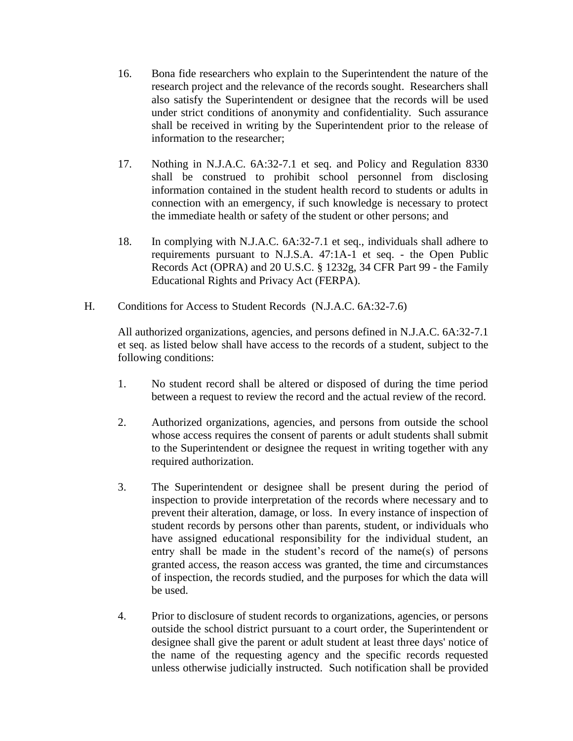16. Bona fide researchers who explain to the Superintendent the nature of the research project and the relevance of the records sought. Researchers shall also satisfy the Superintendent or designee that the records will be used under strict conditions of anonymity and confidentiality. Such assurance shall be received in writing by the Superintendent prior to the release of information to the researcher;

17. Nothing in N.J.A.C. 6A:32-7.1 et seq. and Policy and Regulation 8330 shall be construed to prohibit school personnel from disclosing information contained in the student health record to students or adults in connection with an emergency, if such knowledge is necessary to protect the immediate health or safety of the student or other persons; and

18. In complying with N.J.A.C. 6A:32-7.1 et seq., individuals shall adhere to requirements pursuant to N.J.S.A. 47:1A-1 et seq. - the Open Public Records Act (OPRA) and 20 U.S.C. § 1232g, 34 CFR Part 99 - the Family Educational Rights and Privacy Act (FERPA).

H. Conditions for Access to Student Records (N.J.A.C. 6A:32-7.6)

All authorized organizations, agencies, and persons defined in N.J.A.C. 6A:32-7.1 et seq. as listed below shall have access to the records of a student, subject to the following conditions:

1. No student record shall be altered or disposed of during the time period between a request to review the record and the actual review of the record.

2. Authorized organizations, agencies, and persons from outside the school whose access requires the consent of parents or adult students shall submit to the Superintendent or designee the request in writing together with any required authorization.

3. The Superintendent or designee shall be present during the period of inspection to provide interpretation of the records where necessary and to prevent their alteration, damage, or loss. In every instance of inspection of student records by persons other than parents, student, or individuals who have assigned educational responsibility for the individual student, an entry shall be made in the student's record of the name(s) of persons granted access, the reason access was granted, the time and circumstances of inspection, the records studied, and the purposes for which the data will be used.

4. Prior to disclosure of student records to organizations, agencies, or persons outside the school district pursuant to a court order, the Superintendent or designee shall give the parent or adult student at least three days' notice of the name of the requesting agency and the specific records requested unless otherwise judicially instructed. Such notification shall be provided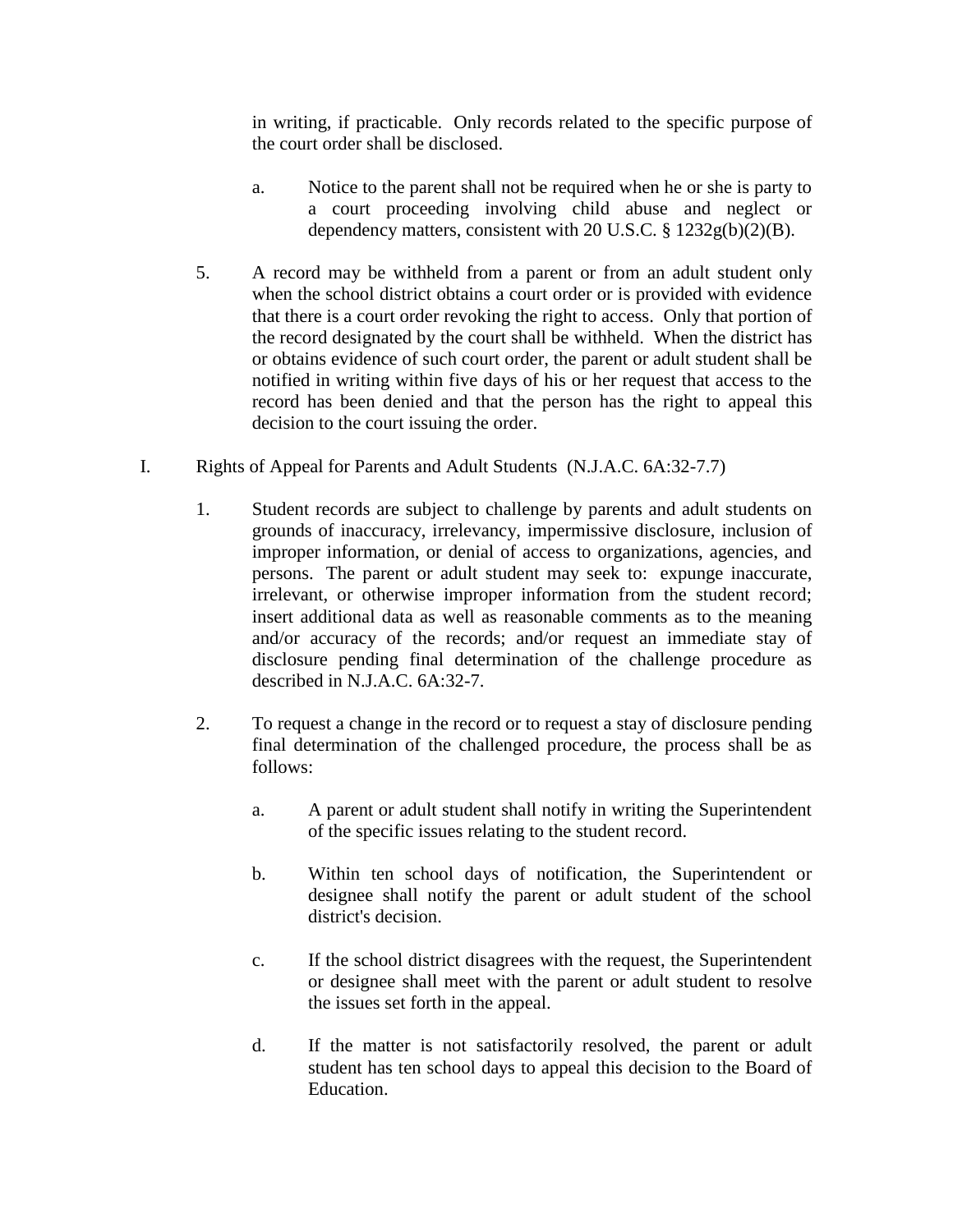in writing, if practicable. Only records related to the specific purpose of the court order shall be disclosed.

a. Notice to the parent shall not be required when he or she is party to a court proceeding involving child abuse and neglect or dependency matters, consistent with 20 U.S.C. § 1232g(b)(2)(B).

5. A record may be withheld from a parent or from an adult student only when the school district obtains a court order or is provided with evidence that there is a court order revoking the right to access. Only that portion of the record designated by the court shall be withheld. When the district has or obtains evidence of such court order, the parent or adult student shall be notified in writing within five days of his or her request that access to the record has been denied and that the person has the right to appeal this decision to the court issuing the order.

I. Rights of Appeal for Parents and Adult Students (N.J.A.C. 6A:32-7.7)

1. Student records are subject to challenge by parents and adult students on grounds of inaccuracy, irrelevancy, impermissive disclosure, inclusion of improper information, or denial of access to organizations, agencies, and persons. The parent or adult student may seek to: expunge inaccurate, irrelevant, or otherwise improper information from the student record; insert additional data as well as reasonable comments as to the meaning and/or accuracy of the records; and/or request an immediate stay of disclosure pending final determination of the challenge procedure as described in N.J.A.C. 6A:32-7.

2. To request a change in the record or to request a stay of disclosure pending final determination of the challenged procedure, the process shall be as follows:

   a. A parent or adult student shall notify in writing the Superintendent of the specific issues relating to the student record.

   b. Within ten school days of notification, the Superintendent or designee shall notify the parent or adult student of the school district's decision.

   c. If the school district disagrees with the request, the Superintendent or designee shall meet with the parent or adult student to resolve the issues set forth in the appeal.

   d. If the matter is not satisfactorily resolved, the parent or adult student has ten school days to appeal this decision to the Board of Education.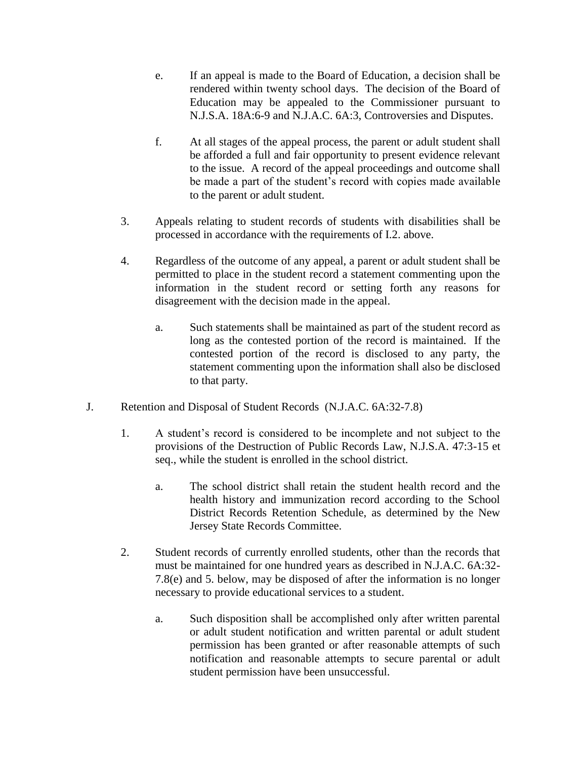e. If an appeal is made to the Board of Education, a decision shall be rendered within twenty school days. The decision of the Board of Education may be appealed to the Commissioner pursuant to N.J.S.A. 18A:6-9 and N.J.A.C. 6A:3, Controversies and Disputes.

f. At all stages of the appeal process, the parent or adult student shall be afforded a full and fair opportunity to present evidence relevant to the issue. A record of the appeal proceedings and outcome shall be made a part of the student's record with copies made available to the parent or adult student.

3. Appeals relating to student records of students with disabilities shall be processed in accordance with the requirements of I.2. above.

4. Regardless of the outcome of any appeal, a parent or adult student shall be permitted to place in the student record a statement commenting upon the information in the student record or setting forth any reasons for disagreement with the decision made in the appeal.

   a. Such statements shall be maintained as part of the student record as long as the contested portion of the record is maintained. If the contested portion of the record is disclosed to any party, the statement commenting upon the information shall also be disclosed to that party.

J. Retention and Disposal of Student Records (N.J.A.C. 6A:32-7.8)

1. A student's record is considered to be incomplete and not subject to the provisions of the Destruction of Public Records Law, N.J.S.A. 47:3-15 et seq., while the student is enrolled in the school district.

   a. The school district shall retain the student health record and the health history and immunization record according to the School District Records Retention Schedule, as determined by the New Jersey State Records Committee.

2. Student records of currently enrolled students, other than the records that must be maintained for one hundred years as described in N.J.A.C. 6A:32-7.8(e) and 5. below, may be disposed of after the information is no longer necessary to provide educational services to a student.

   a. Such disposition shall be accomplished only after written parental or adult student notification and written parental or adult student permission has been granted or after reasonable attempts of such notification and reasonable attempts to secure parental or adult student permission have been unsuccessful.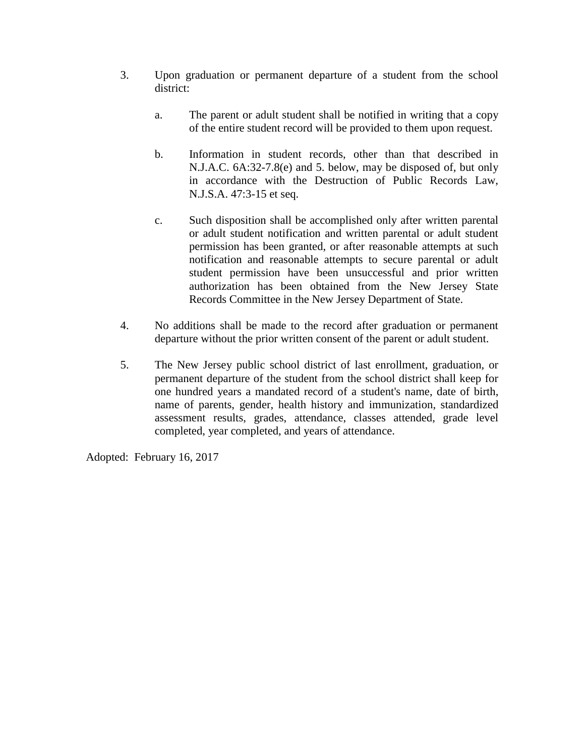3. Upon graduation or permanent departure of a student from the school district:

    a. The parent or adult student shall be notified in writing that a copy of the entire student record will be provided to them upon request.

    b. Information in student records, other than that described in N.J.A.C. 6A:32-7.8(e) and 5. below, may be disposed of, but only in accordance with the Destruction of Public Records Law, N.J.S.A. 47:3-15 et seq.

    c. Such disposition shall be accomplished only after written parental or adult student notification and written parental or adult student permission has been granted, or after reasonable attempts at such notification and reasonable attempts to secure parental or adult student permission have been unsuccessful and prior written authorization has been obtained from the New Jersey State Records Committee in the New Jersey Department of State.

4. No additions shall be made to the record after graduation or permanent departure without the prior written consent of the parent or adult student.

5. The New Jersey public school district of last enrollment, graduation, or permanent departure of the student from the school district shall keep for one hundred years a mandated record of a student's name, date of birth, name of parents, gender, health history and immunization, standardized assessment results, grades, attendance, classes attended, grade level completed, year completed, and years of attendance.

Adopted: February 16, 2017